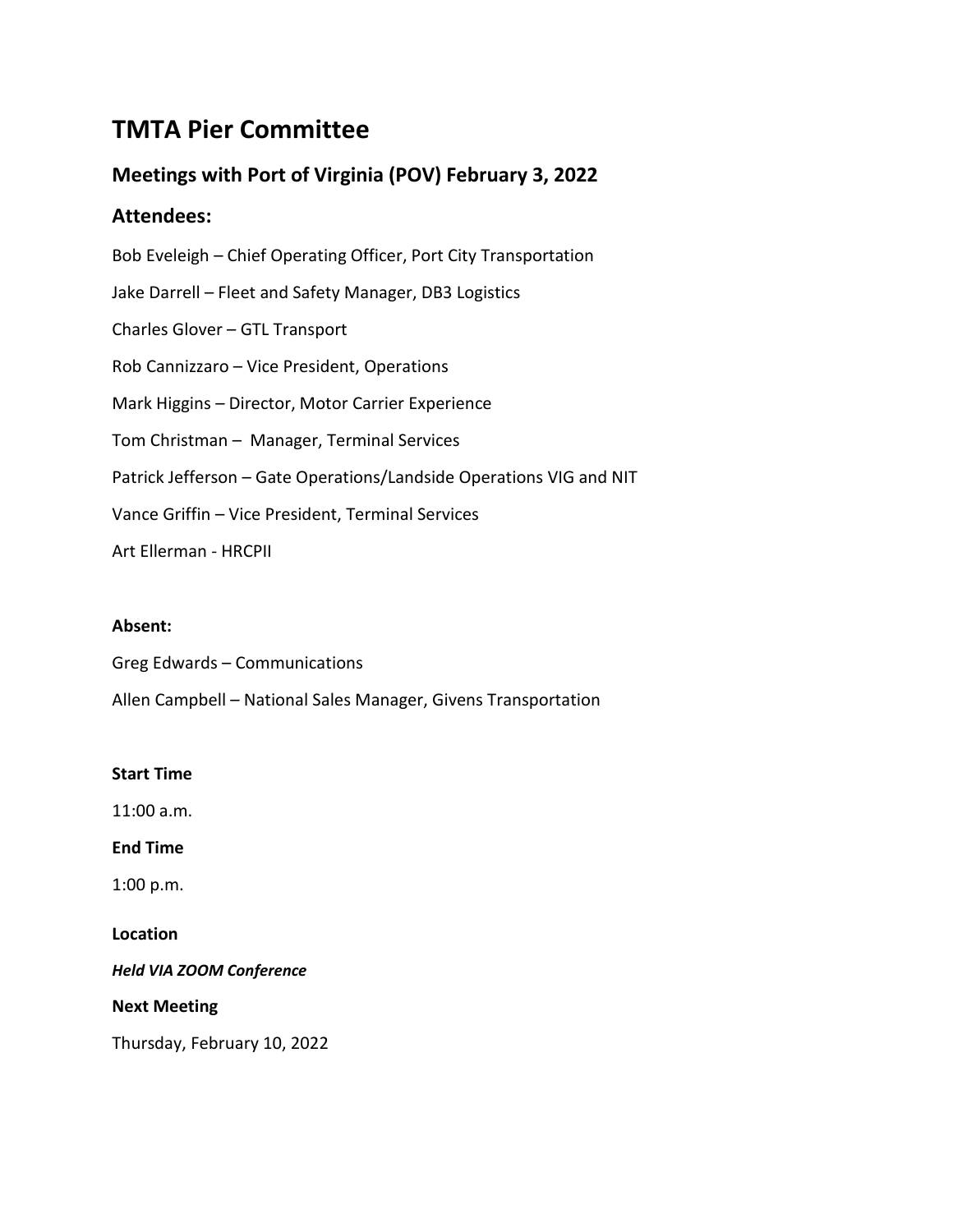# TMTA Pier Committee

## Meetings with Port of Virginia (POV) February 3, 2022

## Attendees:

Bob Eveleigh – Chief Operating Officer, Port City Transportation

Jake Darrell – Fleet and Safety Manager, DB3 Logistics

Charles Glover – GTL Transport

Rob Cannizzaro – Vice President, Operations

Mark Higgins – Director, Motor Carrier Experience

Tom Christman – Manager, Terminal Services

Patrick Jefferson – Gate Operations/Landside Operations VIG and NIT

Vance Griffin – Vice President, Terminal Services

Art Ellerman - HRCPII

**Absent:**

Greg Edwards – Communications

Allen Campbell – National Sales Manager, Givens Transportation

**Start Time**

11:00 a.m.

**End Time**

1:00 p.m.

**Location**

***Held VIA ZOOM Conference***

**Next Meeting**

Thursday, February 10, 2022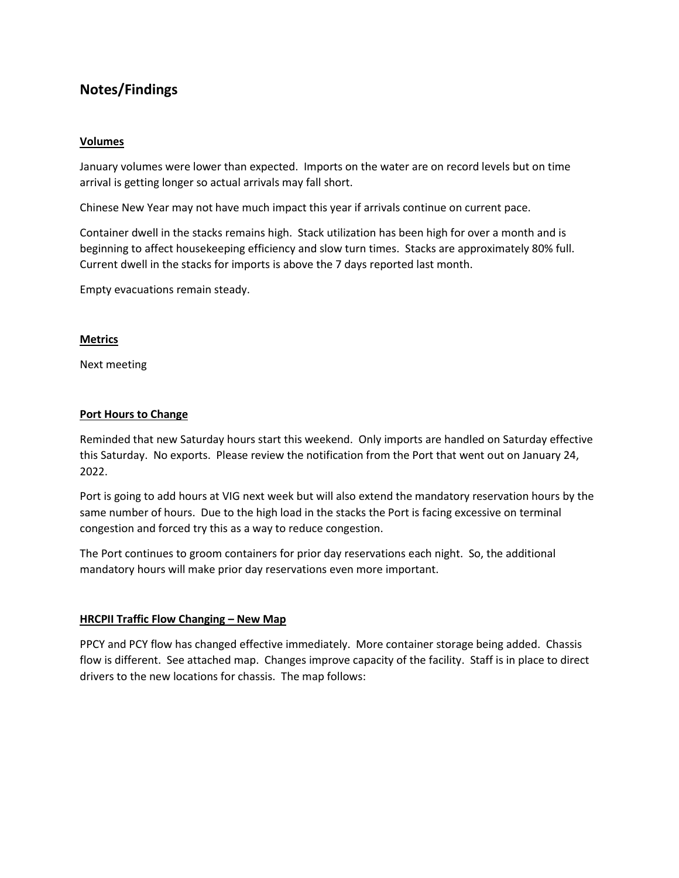## Notes/Findings

### Volumes

January volumes were lower than expected. Imports on the water are on record levels but on time arrival is getting longer so actual arrivals may fall short.

Chinese New Year may not have much impact this year if arrivals continue on current pace.

Container dwell in the stacks remains high. Stack utilization has been high for over a month and is beginning to affect housekeeping efficiency and slow turn times. Stacks are approximately 80% full. Current dwell in the stacks for imports is above the 7 days reported last month.

Empty evacuations remain steady.

### Metrics

Next meeting

### Port Hours to Change

Reminded that new Saturday hours start this weekend. Only imports are handled on Saturday effective this Saturday. No exports. Please review the notification from the Port that went out on January 24, 2022.

Port is going to add hours at VIG next week but will also extend the mandatory reservation hours by the same number of hours. Due to the high load in the stacks the Port is facing excessive on terminal congestion and forced try this as a way to reduce congestion.

The Port continues to groom containers for prior day reservations each night. So, the additional mandatory hours will make prior day reservations even more important.

### HRCPII Traffic Flow Changing – New Map

PPCY and PCY flow has changed effective immediately. More container storage being added. Chassis flow is different. See attached map. Changes improve capacity of the facility. Staff is in place to direct drivers to the new locations for chassis. The map follows: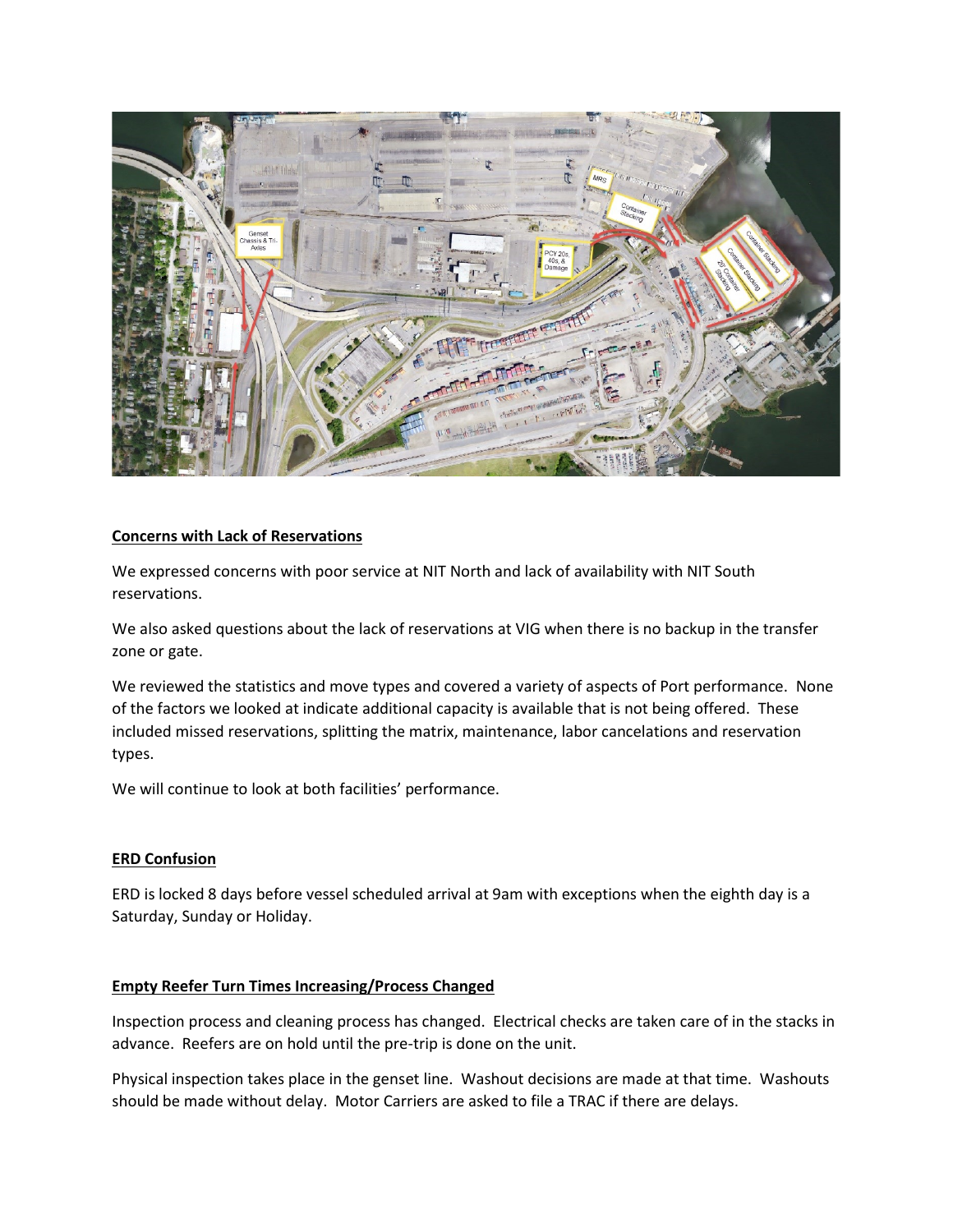**Concerns with Lack of Reservations**

We expressed concerns with poor service at NIT North and lack of availability with NIT South reservations.

We also asked questions about the lack of reservations at VIG when there is no backup in the transfer zone or gate.

We reviewed the statistics and move types and covered a variety of aspects of Port performance. None of the factors we looked at indicate additional capacity is available that is not being offered. These included missed reservations, splitting the matrix, maintenance, labor cancelations and reservation types.

We will continue to look at both facilities' performance.

**ERD Confusion**

ERD is locked 8 days before vessel scheduled arrival at 9am with exceptions when the eighth day is a Saturday, Sunday or Holiday.

**Empty Reefer Turn Times Increasing/Process Changed**

Inspection process and cleaning process has changed. Electrical checks are taken care of in the stacks in advance. Reefers are on hold until the pre-trip is done on the unit.

Physical inspection takes place in the genset line. Washout decisions are made at that time. Washouts should be made without delay. Motor Carriers are asked to file a TRAC if there are delays.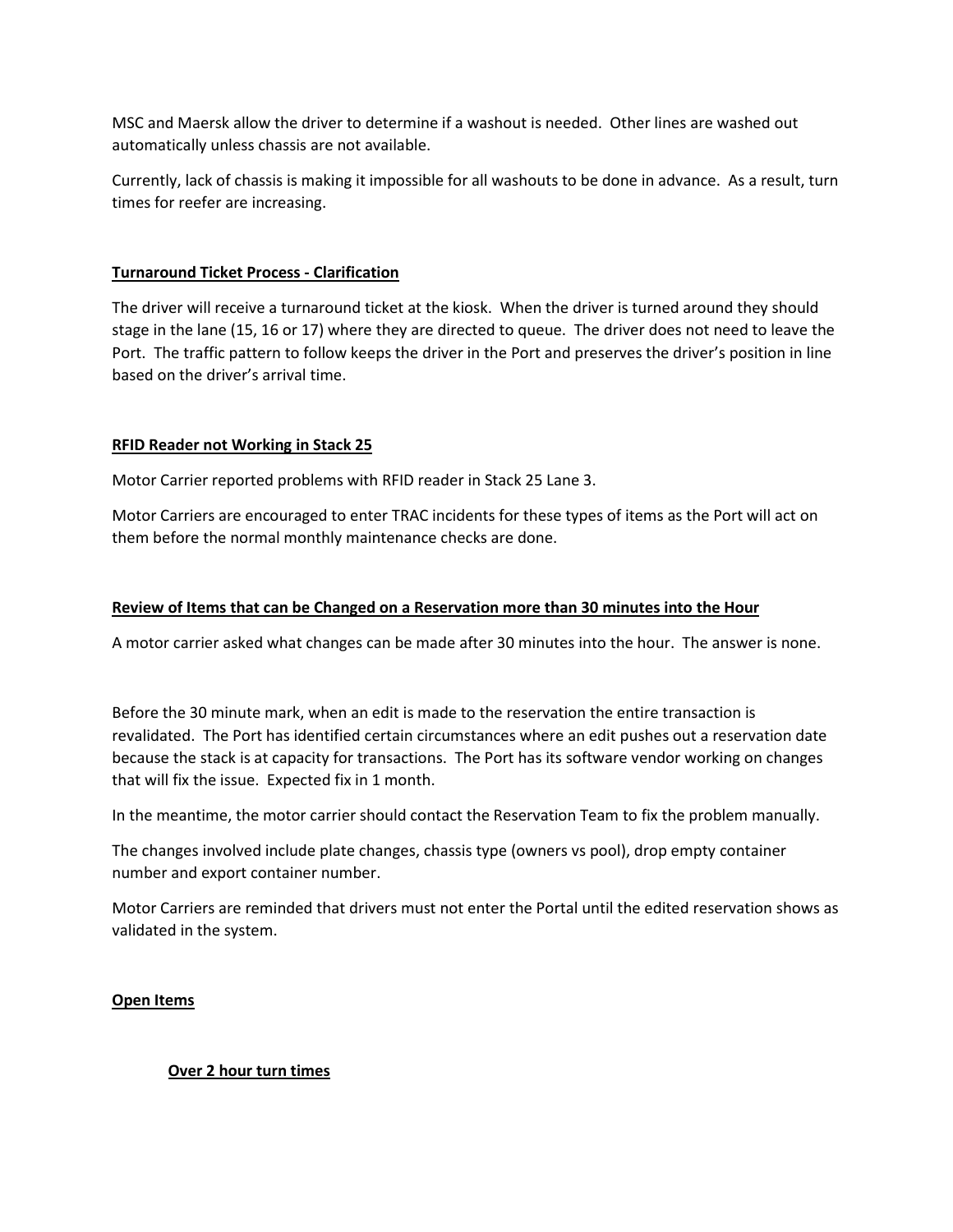MSC and Maersk allow the driver to determine if a washout is needed. Other lines are washed out automatically unless chassis are not available.

Currently, lack of chassis is making it impossible for all washouts to be done in advance. As a result, turn times for reefer are increasing.

## Turnaround Ticket Process - Clarification

The driver will receive a turnaround ticket at the kiosk. When the driver is turned around they should stage in the lane (15, 16 or 17) where they are directed to queue. The driver does not need to leave the Port. The traffic pattern to follow keeps the driver in the Port and preserves the driver's position in line based on the driver's arrival time.

## RFID Reader not Working in Stack 25

Motor Carrier reported problems with RFID reader in Stack 25 Lane 3.

Motor Carriers are encouraged to enter TRAC incidents for these types of items as the Port will act on them before the normal monthly maintenance checks are done.

## Review of Items that can be Changed on a Reservation more than 30 minutes into the Hour

A motor carrier asked what changes can be made after 30 minutes into the hour. The answer is none.

Before the 30 minute mark, when an edit is made to the reservation the entire transaction is revalidated. The Port has identified certain circumstances where an edit pushes out a reservation date because the stack is at capacity for transactions. The Port has its software vendor working on changes that will fix the issue. Expected fix in 1 month.

In the meantime, the motor carrier should contact the Reservation Team to fix the problem manually.

The changes involved include plate changes, chassis type (owners vs pool), drop empty container number and export container number.

Motor Carriers are reminded that drivers must not enter the Portal until the edited reservation shows as validated in the system.

## Open Items

### Over 2 hour turn times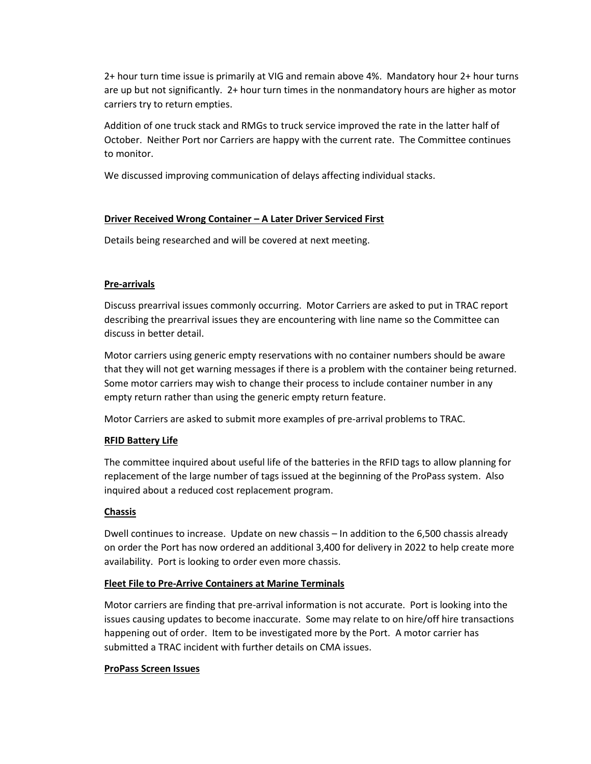2+ hour turn time issue is primarily at VIG and remain above 4%. Mandatory hour 2+ hour turns are up but not significantly. 2+ hour turn times in the nonmandatory hours are higher as motor carriers try to return empties.

Addition of one truck stack and RMGs to truck service improved the rate in the latter half of October. Neither Port nor Carriers are happy with the current rate. The Committee continues to monitor.

We discussed improving communication of delays affecting individual stacks.

**Driver Received Wrong Container – A Later Driver Serviced First**

Details being researched and will be covered at next meeting.

**Pre-arrivals**

Discuss prearrival issues commonly occurring. Motor Carriers are asked to put in TRAC report describing the prearrival issues they are encountering with line name so the Committee can discuss in better detail.

Motor carriers using generic empty reservations with no container numbers should be aware that they will not get warning messages if there is a problem with the container being returned. Some motor carriers may wish to change their process to include container number in any empty return rather than using the generic empty return feature.

Motor Carriers are asked to submit more examples of pre-arrival problems to TRAC.

**RFID Battery Life**

The committee inquired about useful life of the batteries in the RFID tags to allow planning for replacement of the large number of tags issued at the beginning of the ProPass system. Also inquired about a reduced cost replacement program.

**Chassis**

Dwell continues to increase. Update on new chassis – In addition to the 6,500 chassis already on order the Port has now ordered an additional 3,400 for delivery in 2022 to help create more availability. Port is looking to order even more chassis.

**Fleet File to Pre-Arrive Containers at Marine Terminals**

Motor carriers are finding that pre-arrival information is not accurate. Port is looking into the issues causing updates to become inaccurate. Some may relate to on hire/off hire transactions happening out of order. Item to be investigated more by the Port. A motor carrier has submitted a TRAC incident with further details on CMA issues.

**ProPass Screen Issues**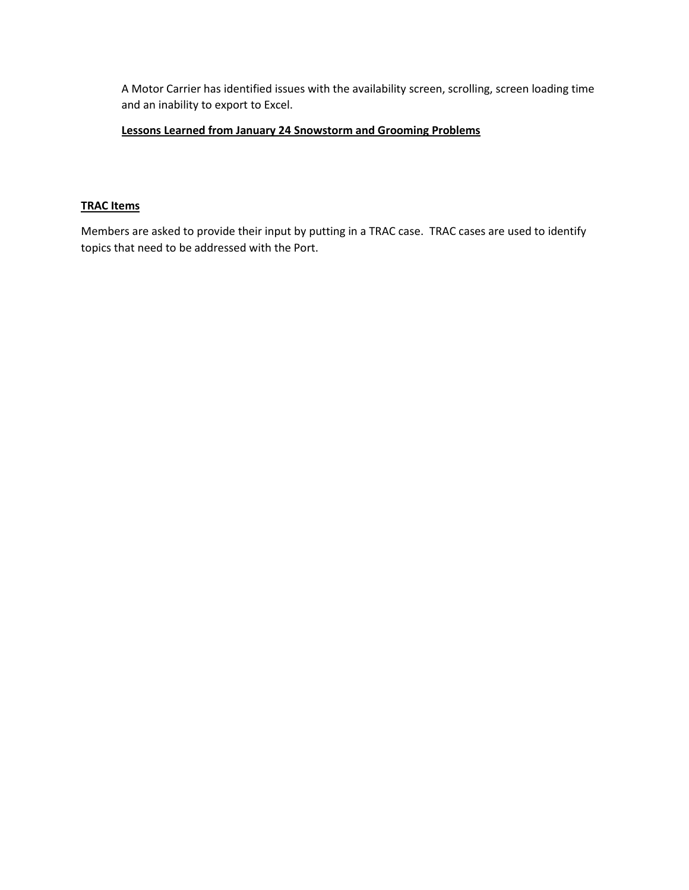A Motor Carrier has identified issues with the availability screen, scrolling, screen loading time and an inability to export to Excel.

**Lessons Learned from January 24 Snowstorm and Grooming Problems**

## TRAC Items

Members are asked to provide their input by putting in a TRAC case. TRAC cases are used to identify topics that need to be addressed with the Port.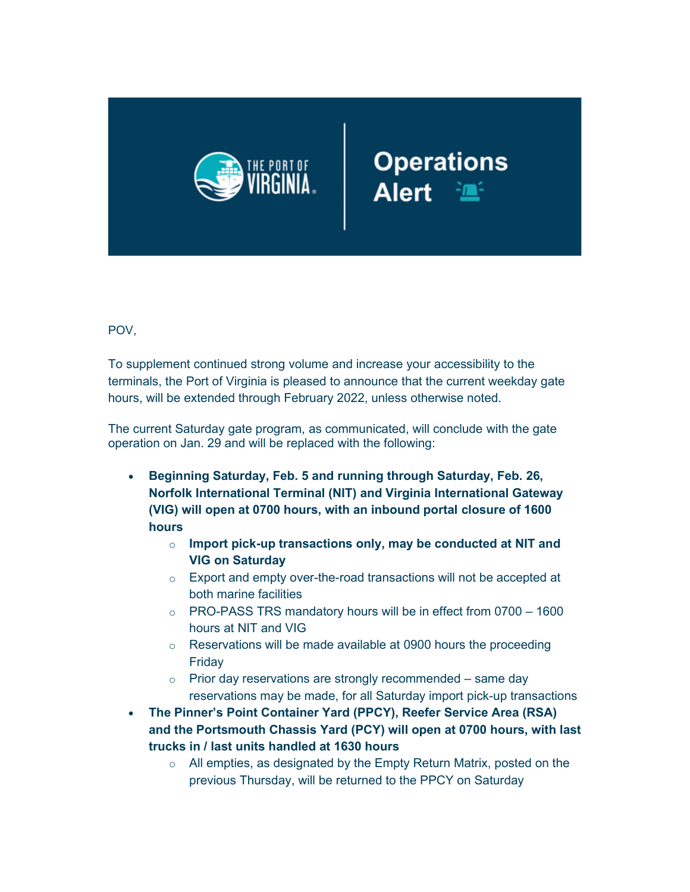THE PORT OF VIRGINIA | Operations Alert

POV,

To supplement continued strong volume and increase your accessibility to the terminals, the Port of Virginia is pleased to announce that the current weekday gate hours, will be extended through February 2022, unless otherwise noted.

The current Saturday gate program, as communicated, will conclude with the gate operation on Jan. 29 and will be replaced with the following:

- **Beginning Saturday, Feb. 5 and running through Saturday, Feb. 26, Norfolk International Terminal (NIT) and Virginia International Gateway (VIG) will open at 0700 hours, with an inbound portal closure of 1600 hours**
  - **Import pick-up transactions only, may be conducted at NIT and VIG on Saturday**
  - Export and empty over-the-road transactions will not be accepted at both marine facilities
  - PRO-PASS TRS mandatory hours will be in effect from 0700 – 1600 hours at NIT and VIG
  - Reservations will be made available at 0900 hours the proceeding Friday
  - Prior day reservations are strongly recommended – same day reservations may be made, for all Saturday import pick-up transactions
- **The Pinner's Point Container Yard (PPCY), Reefer Service Area (RSA) and the Portsmouth Chassis Yard (PCY) will open at 0700 hours, with last trucks in / last units handled at 1630 hours**
  - All empties, as designated by the Empty Return Matrix, posted on the previous Thursday, will be returned to the PPCY on Saturday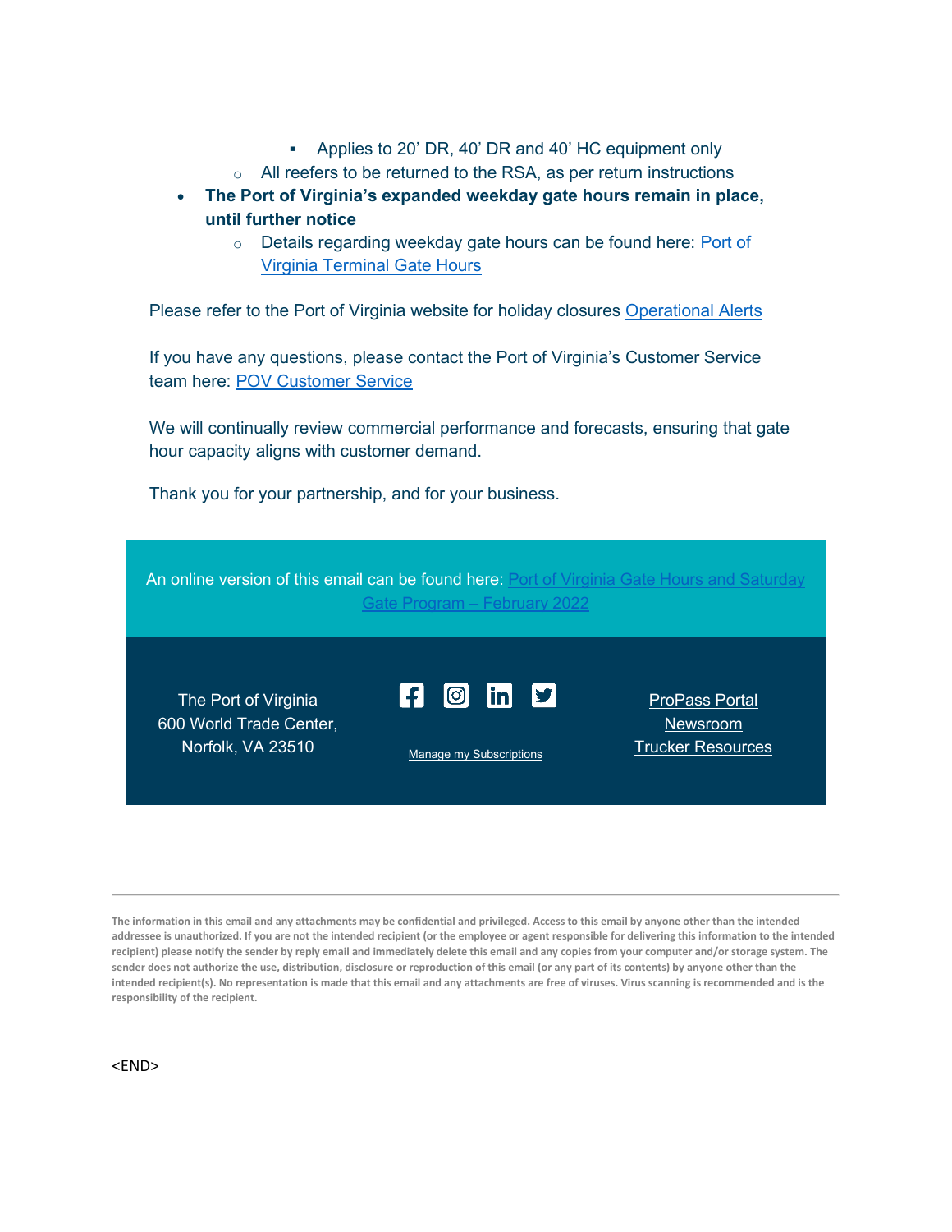- Applies to 20’ DR, 40’ DR and 40’ HC equipment only
    - All reefers to be returned to the RSA, as per return instructions
- **The Port of Virginia’s expanded weekday gate hours remain in place, until further notice**
    - Details regarding weekday gate hours can be found here: Port of Virginia Terminal Gate Hours

Please refer to the Port of Virginia website for holiday closures Operational Alerts

If you have any questions, please contact the Port of Virginia’s Customer Service team here: POV Customer Service

We will continually review commercial performance and forecasts, ensuring that gate hour capacity aligns with customer demand.

Thank you for your partnership, and for your business.

An online version of this email can be found here: Port of Virginia Gate Hours and Saturday Gate Program – February 2022

The Port of Virginia
600 World Trade Center,
Norfolk, VA 23510

Manage my Subscriptions

ProPass Portal
Newsroom
Trucker Resources

The information in this email and any attachments may be confidential and privileged. Access to this email by anyone other than the intended addressee is unauthorized. If you are not the intended recipient (or the employee or agent responsible for delivering this information to the intended recipient) please notify the sender by reply email and immediately delete this email and any copies from your computer and/or storage system. The sender does not authorize the use, distribution, disclosure or reproduction of this email (or any part of its contents) by anyone other than the intended recipient(s). No representation is made that this email and any attachments are free of viruses. Virus scanning is recommended and is the responsibility of the recipient.

<END>